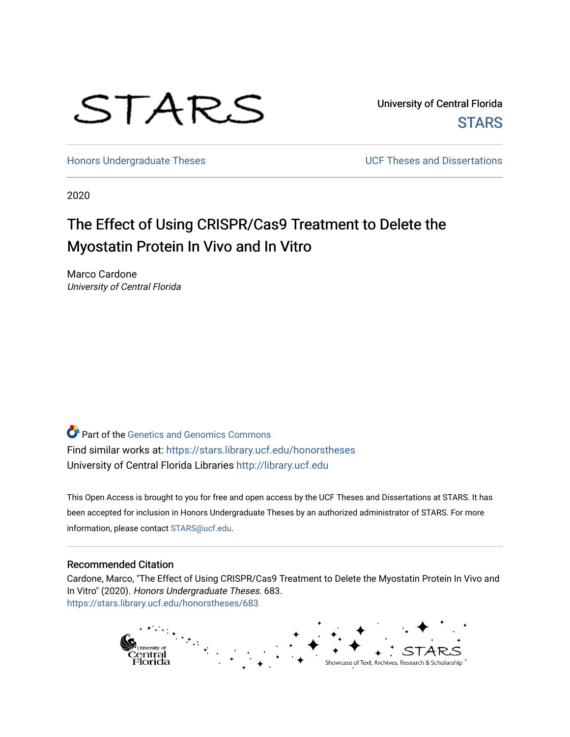STARS

University of Central Florida

STARS

Honors Undergraduate Theses

UCF Theses and Dissertations

2020

# The Effect of Using CRISPR/Cas9 Treatment to Delete the Myostatin Protein In Vivo and In Vitro

Marco Cardone

*University of Central Florida*

Part of the Genetics and Genomics Commons

Find similar works at: https://stars.library.ucf.edu/honorstheses

University of Central Florida Libraries http://library.ucf.edu

This Open Access is brought to you for free and open access by the UCF Theses and Dissertations at STARS. It has been accepted for inclusion in Honors Undergraduate Theses by an authorized administrator of STARS. For more information, please contact STARS@ucf.edu.

## Recommended Citation

Cardone, Marco, "The Effect of Using CRISPR/Cas9 Treatment to Delete the Myostatin Protein In Vivo and In Vitro" (2020). *Honors Undergraduate Theses*. 683.
https://stars.library.ucf.edu/honorstheses/683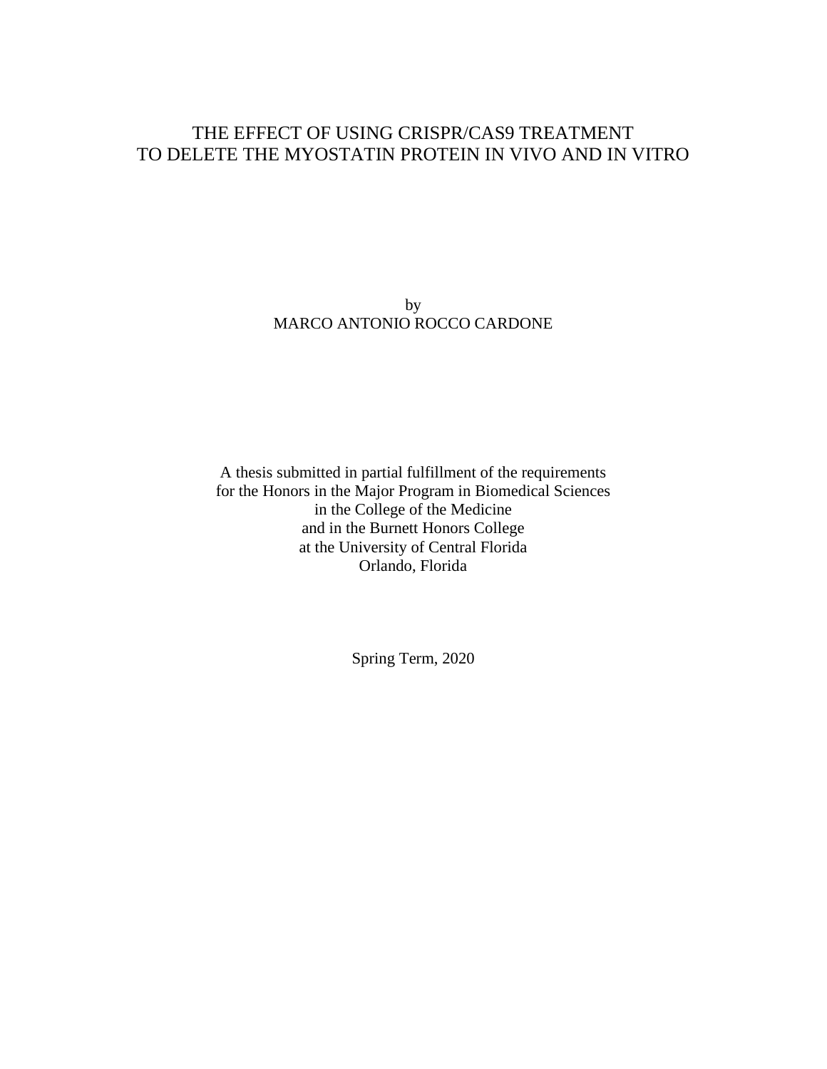# THE EFFECT OF USING CRISPR/CAS9 TREATMENT TO DELETE THE MYOSTATIN PROTEIN IN VIVO AND IN VITRO

by

MARCO ANTONIO ROCCO CARDONE

A thesis submitted in partial fulfillment of the requirements
for the Honors in the Major Program in Biomedical Sciences
in the College of the Medicine
and in the Burnett Honors College
at the University of Central Florida
Orlando, Florida

Spring Term, 2020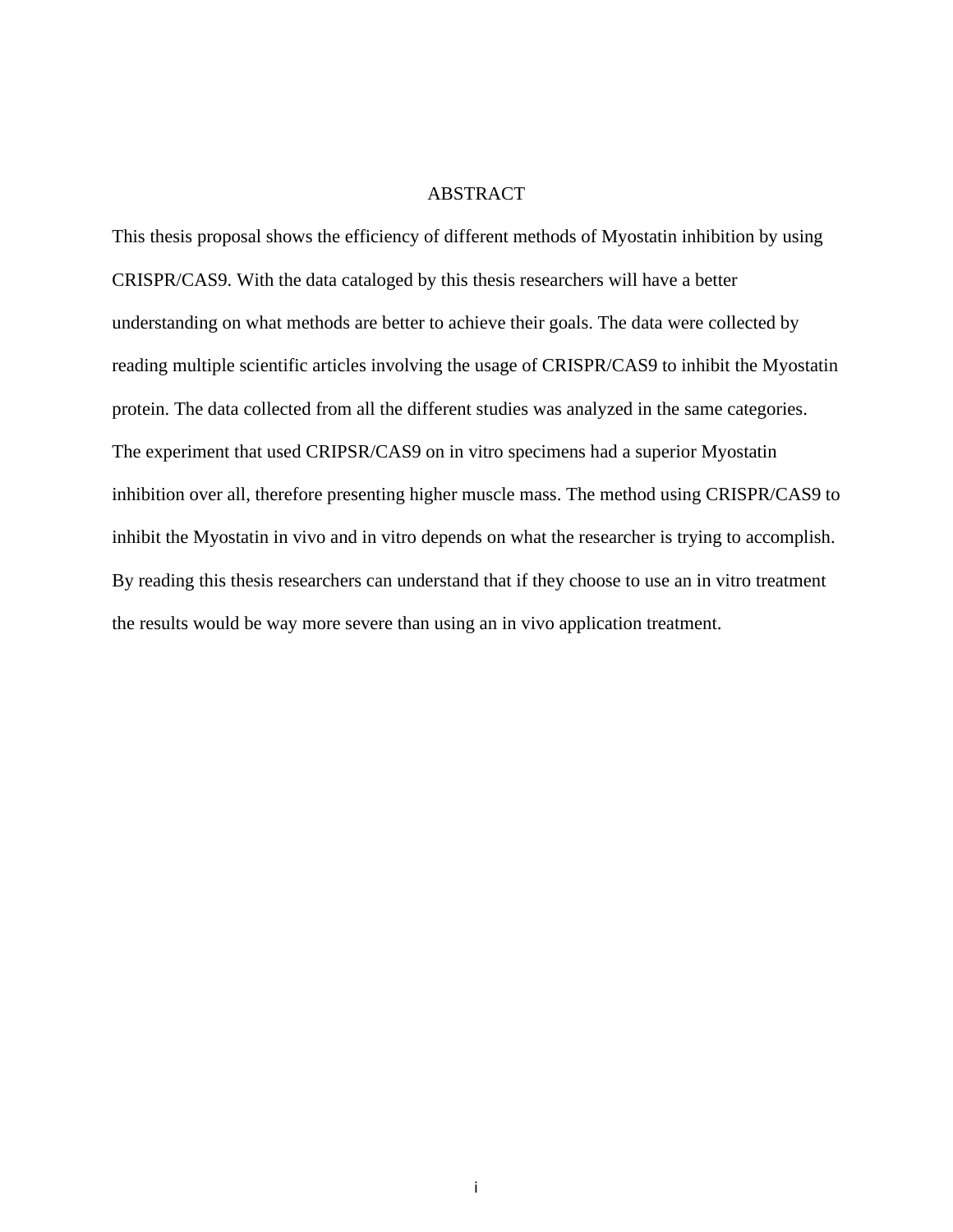# ABSTRACT

This thesis proposal shows the efficiency of different methods of Myostatin inhibition by using CRISPR/CAS9. With the data cataloged by this thesis researchers will have a better understanding on what methods are better to achieve their goals. The data were collected by reading multiple scientific articles involving the usage of CRISPR/CAS9 to inhibit the Myostatin protein. The data collected from all the different studies was analyzed in the same categories. The experiment that used CRIPSR/CAS9 on in vitro specimens had a superior Myostatin inhibition over all, therefore presenting higher muscle mass. The method using CRISPR/CAS9 to inhibit the Myostatin in vivo and in vitro depends on what the researcher is trying to accomplish. By reading this thesis researchers can understand that if they choose to use an in vitro treatment the results would be way more severe than using an in vivo application treatment.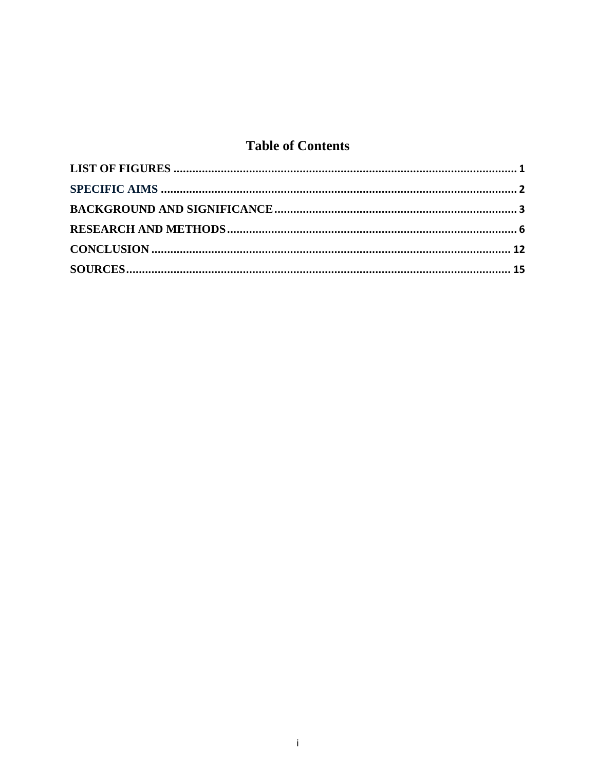# Table of Contents

**LIST OF FIGURES** .......................................................................................................... **1**

**SPECIFIC AIMS** ............................................................................................................. **2**

**BACKGROUND AND SIGNIFICANCE** ........................................................................... **3**

**RESEARCH AND METHODS** .......................................................................................... **6**

**CONCLUSION** ............................................................................................................... **12**

**SOURCES** ...................................................................................................................... **15**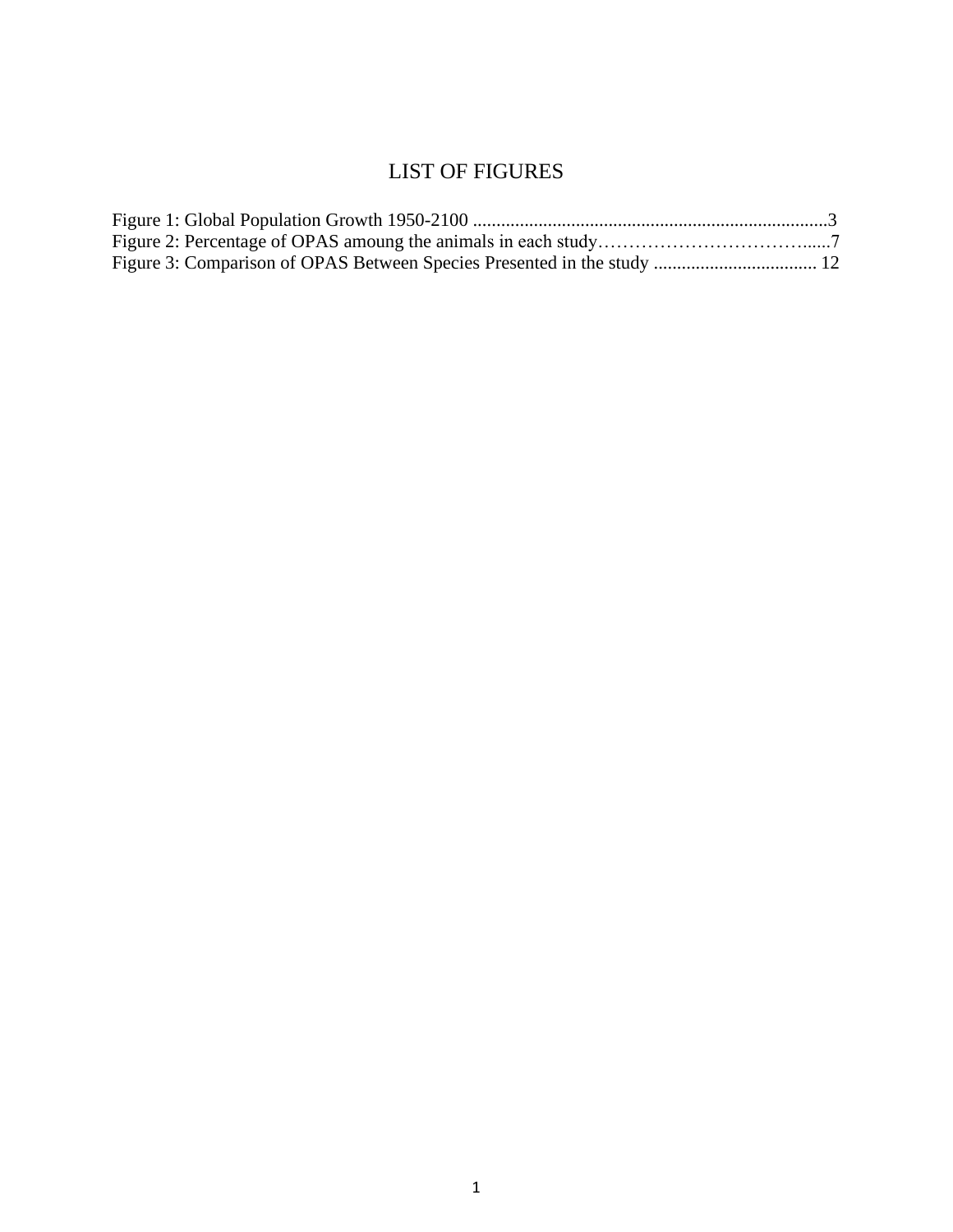# LIST OF FIGURES

Figure 1: Global Population Growth 1950-2100 ............................................................................3
Figure 2: Percentage of OPAS amoung the animals in each study……………………………......7
Figure 3: Comparison of OPAS Between Species Presented in the study ................................... 12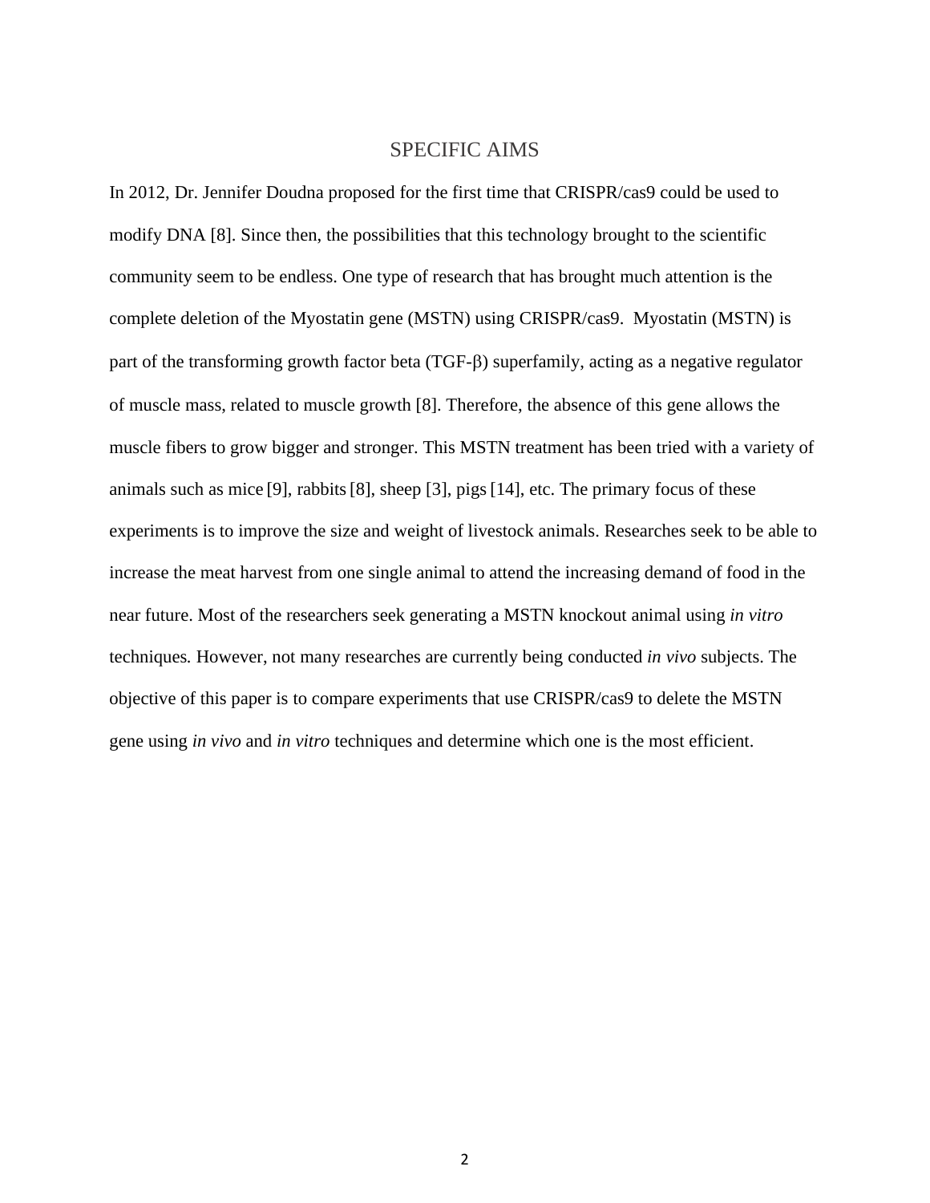# SPECIFIC AIMS

In 2012, Dr. Jennifer Doudna proposed for the first time that CRISPR/cas9 could be used to modify DNA [8]. Since then, the possibilities that this technology brought to the scientific community seem to be endless. One type of research that has brought much attention is the complete deletion of the Myostatin gene (MSTN) using CRISPR/cas9. Myostatin (MSTN) is part of the transforming growth factor beta (TGF-β) superfamily, acting as a negative regulator of muscle mass, related to muscle growth [8]. Therefore, the absence of this gene allows the muscle fibers to grow bigger and stronger. This MSTN treatment has been tried with a variety of animals such as mice [9], rabbits [8], sheep [3], pigs [14], etc. The primary focus of these experiments is to improve the size and weight of livestock animals. Researches seek to be able to increase the meat harvest from one single animal to attend the increasing demand of food in the near future. Most of the researchers seek generating a MSTN knockout animal using *in vitro* techniques. However, not many researches are currently being conducted *in vivo* subjects. The objective of this paper is to compare experiments that use CRISPR/cas9 to delete the MSTN gene using *in vivo* and *in vitro* techniques and determine which one is the most efficient.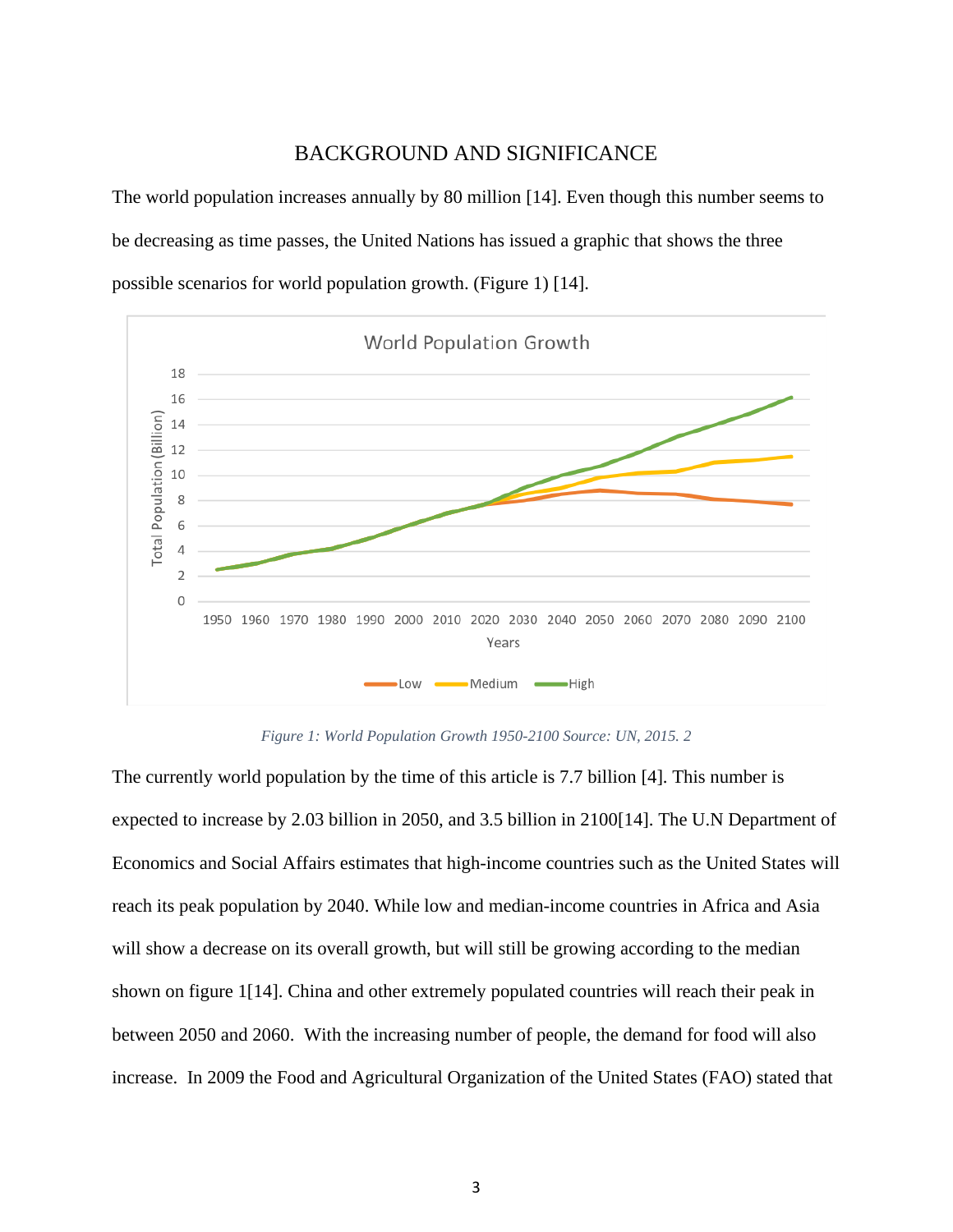## BACKGROUND AND SIGNIFICANCE

The world population increases annually by 80 million [14]. Even though this number seems to be decreasing as time passes, the United Nations has issued a graphic that shows the three possible scenarios for world population growth. (Figure 1) [14].

World Population Growth

Total Population (Billion)

18
16
14
12
10
8
6
4
2
0

1950 1960 1970 1980 1990 2000 2010 2020 2030 2040 2050 2060 2070 2080 2090 2100

Years

Low Medium High

*Figure 1: World Population Growth 1950-2100 Source: UN, 2015. 2*

The currently world population by the time of this article is 7.7 billion [4]. This number is expected to increase by 2.03 billion in 2050, and 3.5 billion in 2100[14]. The U.N Department of Economics and Social Affairs estimates that high-income countries such as the United States will reach its peak population by 2040. While low and median-income countries in Africa and Asia will show a decrease on its overall growth, but will still be growing according to the median shown on figure 1[14]. China and other extremely populated countries will reach their peak in between 2050 and 2060. With the increasing number of people, the demand for food will also increase. In 2009 the Food and Agricultural Organization of the United States (FAO) stated that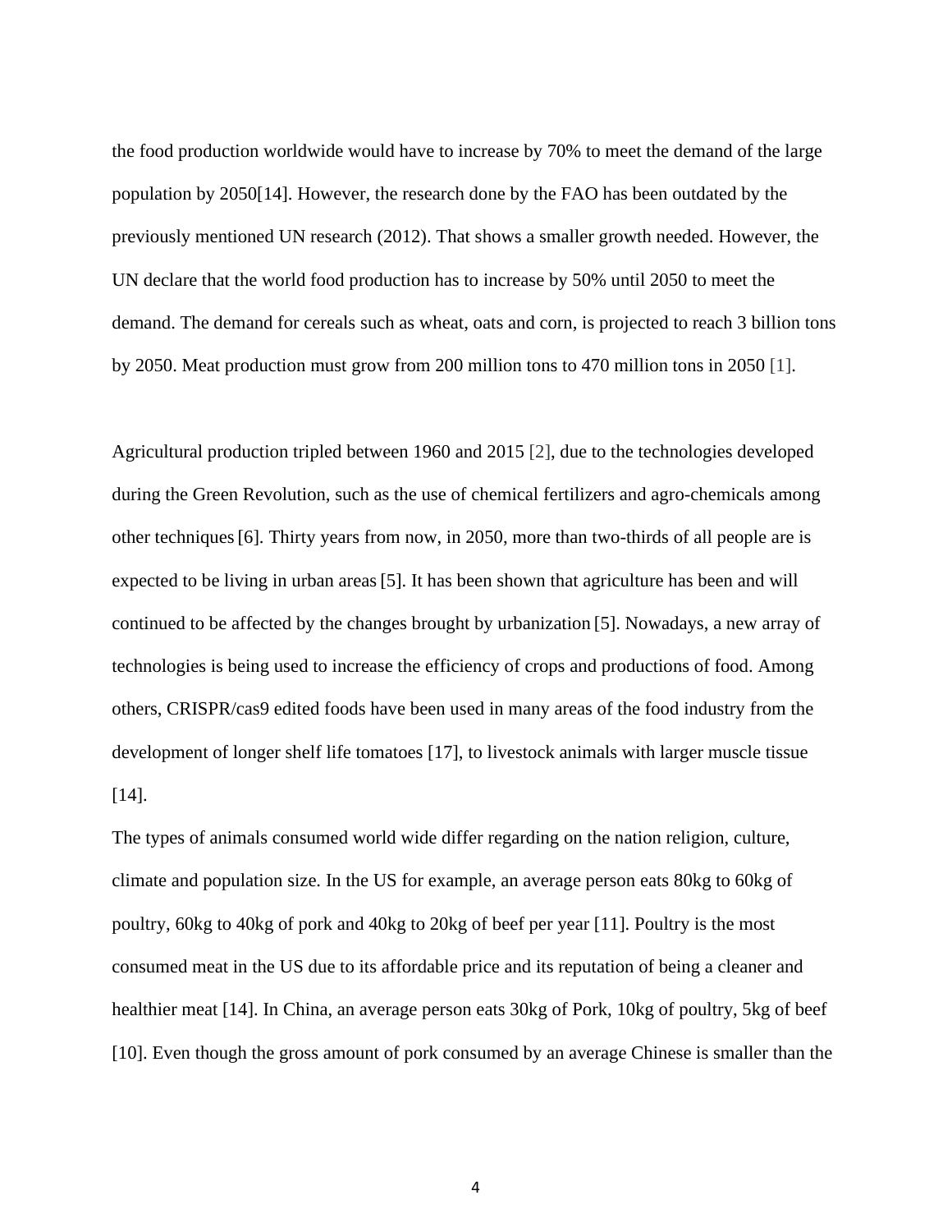the food production worldwide would have to increase by 70% to meet the demand of the large population by 2050[14]. However, the research done by the FAO has been outdated by the previously mentioned UN research (2012). That shows a smaller growth needed. However, the UN declare that the world food production has to increase by 50% until 2050 to meet the demand. The demand for cereals such as wheat, oats and corn, is projected to reach 3 billion tons by 2050. Meat production must grow from 200 million tons to 470 million tons in 2050 [1].

Agricultural production tripled between 1960 and 2015 [2], due to the technologies developed during the Green Revolution, such as the use of chemical fertilizers and agro-chemicals among other techniques [6]. Thirty years from now, in 2050, more than two-thirds of all people are is expected to be living in urban areas [5]. It has been shown that agriculture has been and will continued to be affected by the changes brought by urbanization [5]. Nowadays, a new array of technologies is being used to increase the efficiency of crops and productions of food. Among others, CRISPR/cas9 edited foods have been used in many areas of the food industry from the development of longer shelf life tomatoes [17], to livestock animals with larger muscle tissue [14].

The types of animals consumed world wide differ regarding on the nation religion, culture, climate and population size. In the US for example, an average person eats 80kg to 60kg of poultry, 60kg to 40kg of pork and 40kg to 20kg of beef per year [11]. Poultry is the most consumed meat in the US due to its affordable price and its reputation of being a cleaner and healthier meat [14]. In China, an average person eats 30kg of Pork, 10kg of poultry, 5kg of beef [10]. Even though the gross amount of pork consumed by an average Chinese is smaller than the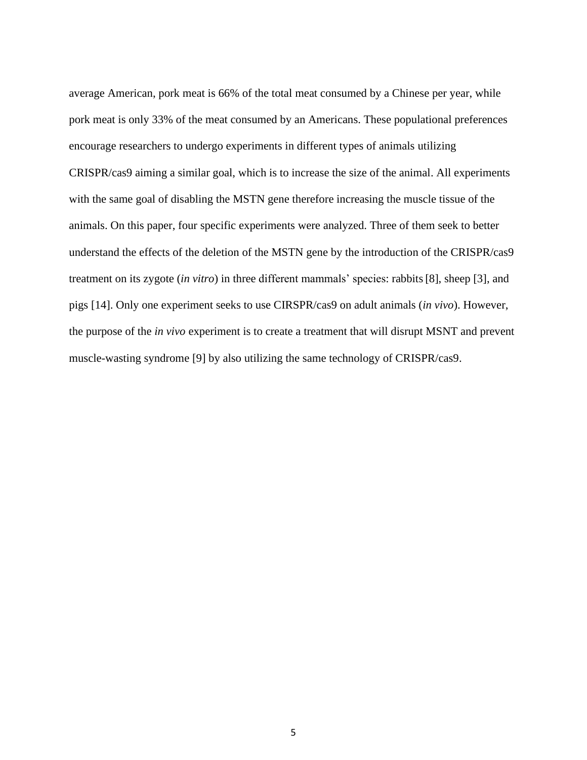average American, pork meat is 66% of the total meat consumed by a Chinese per year, while pork meat is only 33% of the meat consumed by an Americans. These populational preferences encourage researchers to undergo experiments in different types of animals utilizing CRISPR/cas9 aiming a similar goal, which is to increase the size of the animal. All experiments with the same goal of disabling the MSTN gene therefore increasing the muscle tissue of the animals. On this paper, four specific experiments were analyzed. Three of them seek to better understand the effects of the deletion of the MSTN gene by the introduction of the CRISPR/cas9 treatment on its zygote (*in vitro*) in three different mammals' species: rabbits [8], sheep [3], and pigs [14]. Only one experiment seeks to use CIRSPR/cas9 on adult animals (*in vivo*). However, the purpose of the *in vivo* experiment is to create a treatment that will disrupt MSNT and prevent muscle-wasting syndrome [9] by also utilizing the same technology of CRISPR/cas9.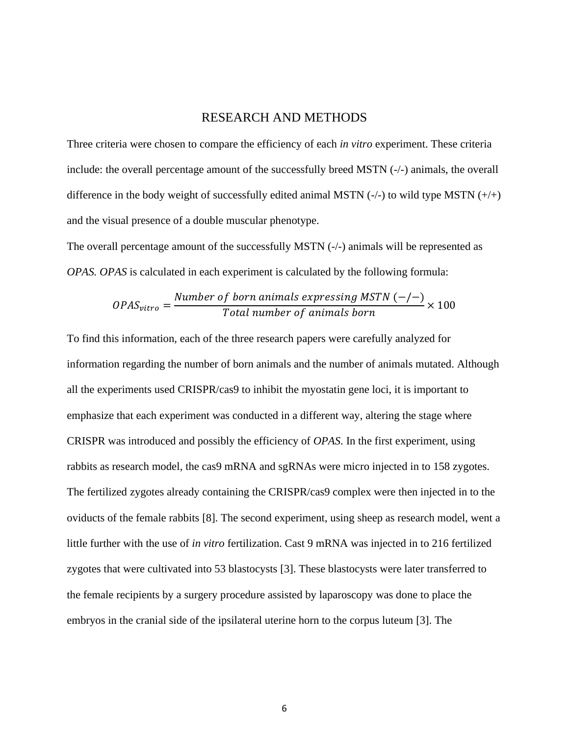# RESEARCH AND METHODS

Three criteria were chosen to compare the efficiency of each *in vitro* experiment. These criteria include: the overall percentage amount of the successfully breed MSTN (-/-) animals, the overall difference in the body weight of successfully edited animal MSTN (-/-) to wild type MSTN (+/+) and the visual presence of a double muscular phenotype.

The overall percentage amount of the successfully MSTN (-/-) animals will be represented as *OPAS. OPAS* is calculated in each experiment is calculated by the following formula:

$$OPAS_{vitro} = \frac{Number\ of\ born\ animals\ expressing\ MSTN\ (-/-)}{Total\ number\ of\ animals\ born} \times 100$$

To find this information, each of the three research papers were carefully analyzed for information regarding the number of born animals and the number of animals mutated. Although all the experiments used CRISPR/cas9 to inhibit the myostatin gene loci, it is important to emphasize that each experiment was conducted in a different way, altering the stage where CRISPR was introduced and possibly the efficiency of *OPAS*. In the first experiment, using rabbits as research model, the cas9 mRNA and sgRNAs were micro injected in to 158 zygotes. The fertilized zygotes already containing the CRISPR/cas9 complex were then injected in to the oviducts of the female rabbits [8]. The second experiment, using sheep as research model, went a little further with the use of *in vitro* fertilization. Cast 9 mRNA was injected in to 216 fertilized zygotes that were cultivated into 53 blastocysts [3]. These blastocysts were later transferred to the female recipients by a surgery procedure assisted by laparoscopy was done to place the embryos in the cranial side of the ipsilateral uterine horn to the corpus luteum [3]. The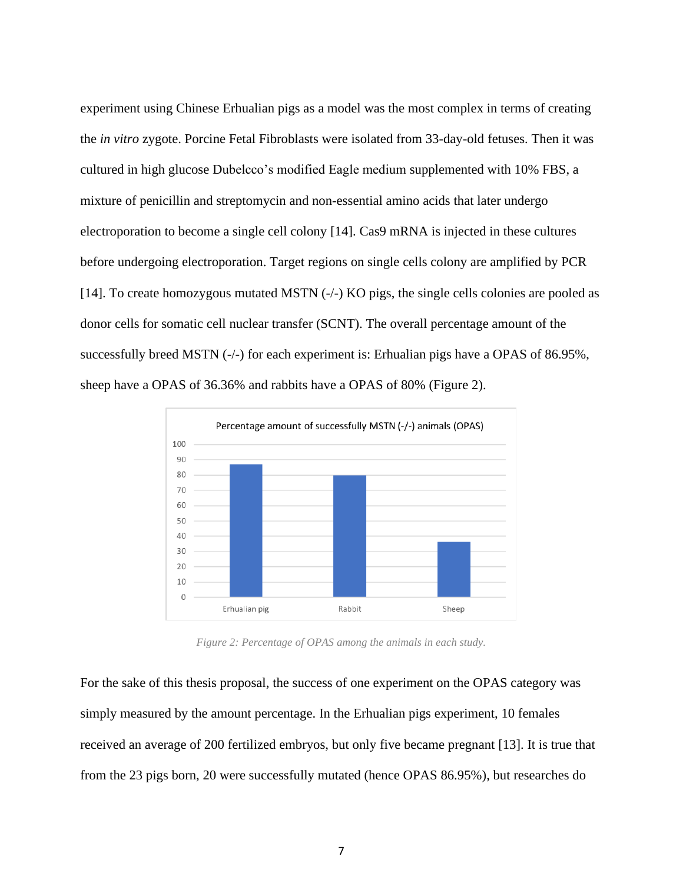experiment using Chinese Erhualian pigs as a model was the most complex in terms of creating the *in vitro* zygote. Porcine Fetal Fibroblasts were isolated from 33-day-old fetuses. Then it was cultured in high glucose Dubelcco's modified Eagle medium supplemented with 10% FBS, a mixture of penicillin and streptomycin and non-essential amino acids that later undergo electroporation to become a single cell colony [14]. Cas9 mRNA is injected in these cultures before undergoing electroporation. Target regions on single cells colony are amplified by PCR [14]. To create homozygous mutated MSTN (-/-) KO pigs, the single cells colonies are pooled as donor cells for somatic cell nuclear transfer (SCNT). The overall percentage amount of the successfully breed MSTN (-/-) for each experiment is: Erhualian pigs have a OPAS of 86.95%, sheep have a OPAS of 36.36% and rabbits have a OPAS of 80% (Figure 2).

Percentage amount of successfully MSTN (-/-) animals (OPAS)

100
90
80
70
60
50
40
30
20
10
0

Erhualian pig
Rabbit
Sheep

*Figure 2: Percentage of OPAS among the animals in each study.*

For the sake of this thesis proposal, the success of one experiment on the OPAS category was simply measured by the amount percentage. In the Erhualian pigs experiment, 10 females received an average of 200 fertilized embryos, but only five became pregnant [13]. It is true that from the 23 pigs born, 20 were successfully mutated (hence OPAS 86.95%), but researches do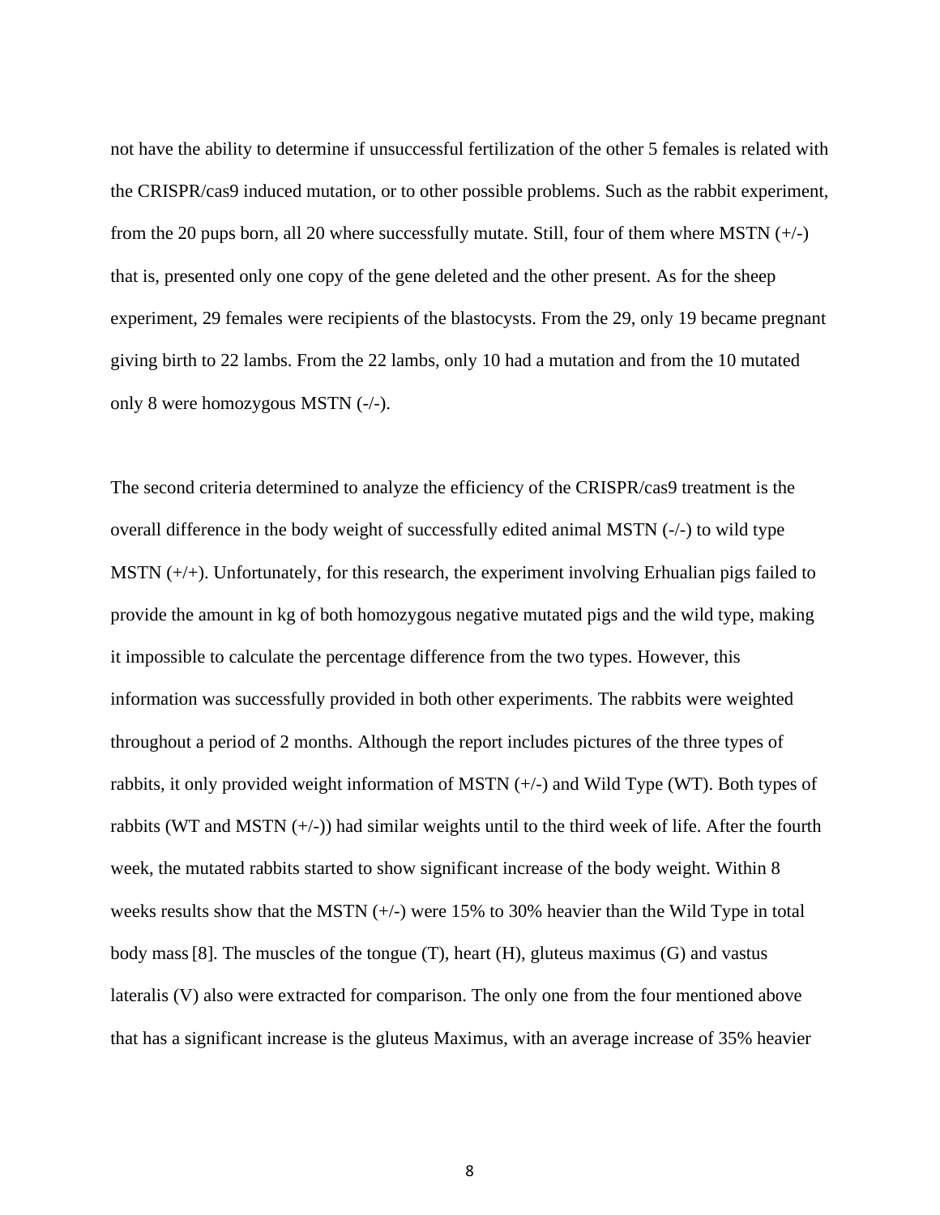not have the ability to determine if unsuccessful fertilization of the other 5 females is related with the CRISPR/cas9 induced mutation, or to other possible problems. Such as the rabbit experiment, from the 20 pups born, all 20 where successfully mutate. Still, four of them where MSTN (+/-) that is, presented only one copy of the gene deleted and the other present. As for the sheep experiment, 29 females were recipients of the blastocysts. From the 29, only 19 became pregnant giving birth to 22 lambs. From the 22 lambs, only 10 had a mutation and from the 10 mutated only 8 were homozygous MSTN (-/-).

The second criteria determined to analyze the efficiency of the CRISPR/cas9 treatment is the overall difference in the body weight of successfully edited animal MSTN (-/-) to wild type MSTN (+/+). Unfortunately, for this research, the experiment involving Erhualian pigs failed to provide the amount in kg of both homozygous negative mutated pigs and the wild type, making it impossible to calculate the percentage difference from the two types. However, this information was successfully provided in both other experiments. The rabbits were weighted throughout a period of 2 months. Although the report includes pictures of the three types of rabbits, it only provided weight information of MSTN (+/-) and Wild Type (WT). Both types of rabbits (WT and MSTN (+/-)) had similar weights until to the third week of life. After the fourth week, the mutated rabbits started to show significant increase of the body weight. Within 8 weeks results show that the MSTN (+/-) were 15% to 30% heavier than the Wild Type in total body mass [8]. The muscles of the tongue (T), heart (H), gluteus maximus (G) and vastus lateralis (V) also were extracted for comparison. The only one from the four mentioned above that has a significant increase is the gluteus Maximus, with an average increase of 35% heavier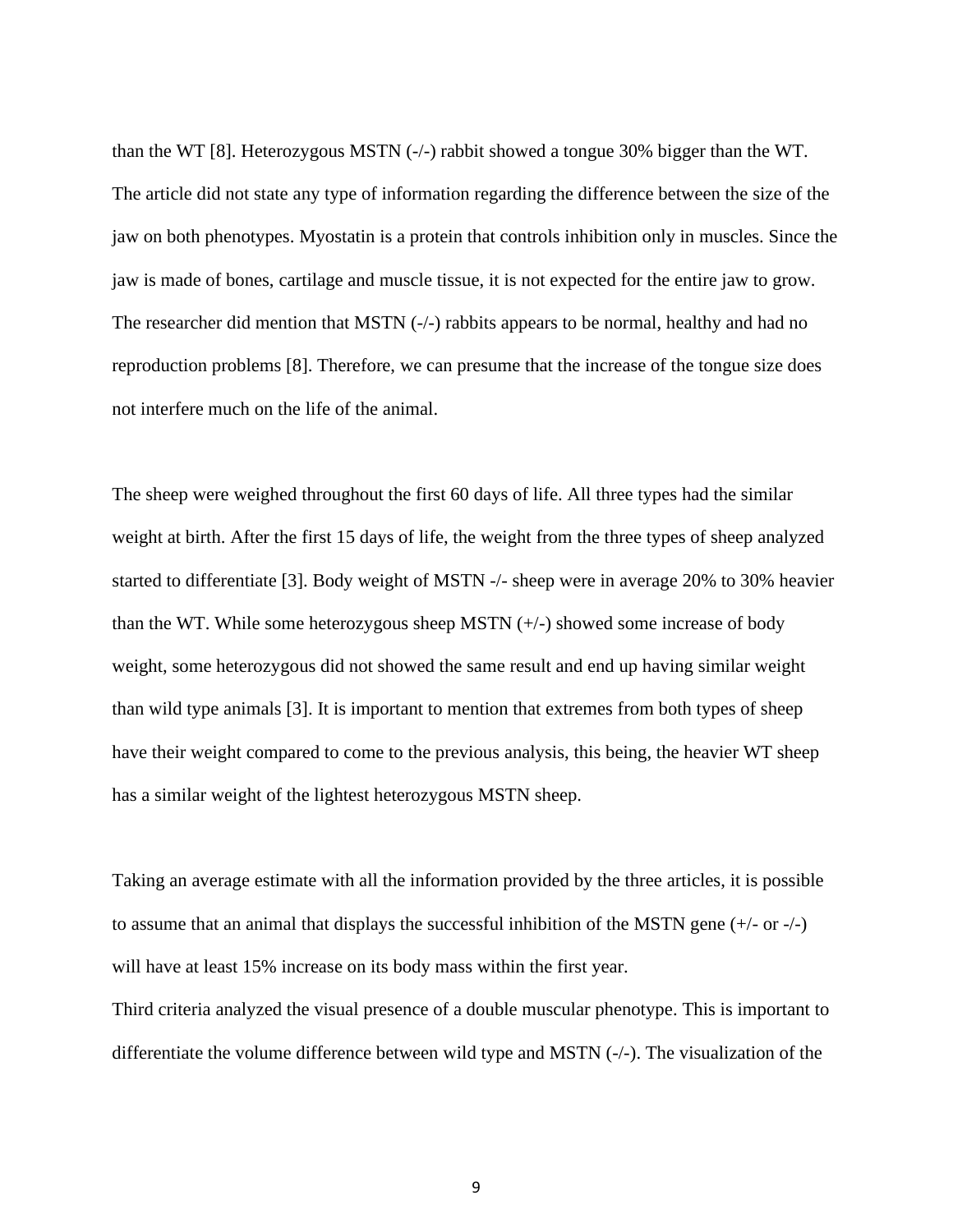than the WT [8]. Heterozygous MSTN (-/-) rabbit showed a tongue 30% bigger than the WT. The article did not state any type of information regarding the difference between the size of the jaw on both phenotypes. Myostatin is a protein that controls inhibition only in muscles. Since the jaw is made of bones, cartilage and muscle tissue, it is not expected for the entire jaw to grow. The researcher did mention that MSTN (-/-) rabbits appears to be normal, healthy and had no reproduction problems [8]. Therefore, we can presume that the increase of the tongue size does not interfere much on the life of the animal.

The sheep were weighed throughout the first 60 days of life. All three types had the similar weight at birth. After the first 15 days of life, the weight from the three types of sheep analyzed started to differentiate [3]. Body weight of MSTN -/- sheep were in average 20% to 30% heavier than the WT. While some heterozygous sheep MSTN (+/-) showed some increase of body weight, some heterozygous did not showed the same result and end up having similar weight than wild type animals [3]. It is important to mention that extremes from both types of sheep have their weight compared to come to the previous analysis, this being, the heavier WT sheep has a similar weight of the lightest heterozygous MSTN sheep.

Taking an average estimate with all the information provided by the three articles, it is possible to assume that an animal that displays the successful inhibition of the MSTN gene (+/- or -/-) will have at least 15% increase on its body mass within the first year.

Third criteria analyzed the visual presence of a double muscular phenotype. This is important to differentiate the volume difference between wild type and MSTN (-/-). The visualization of the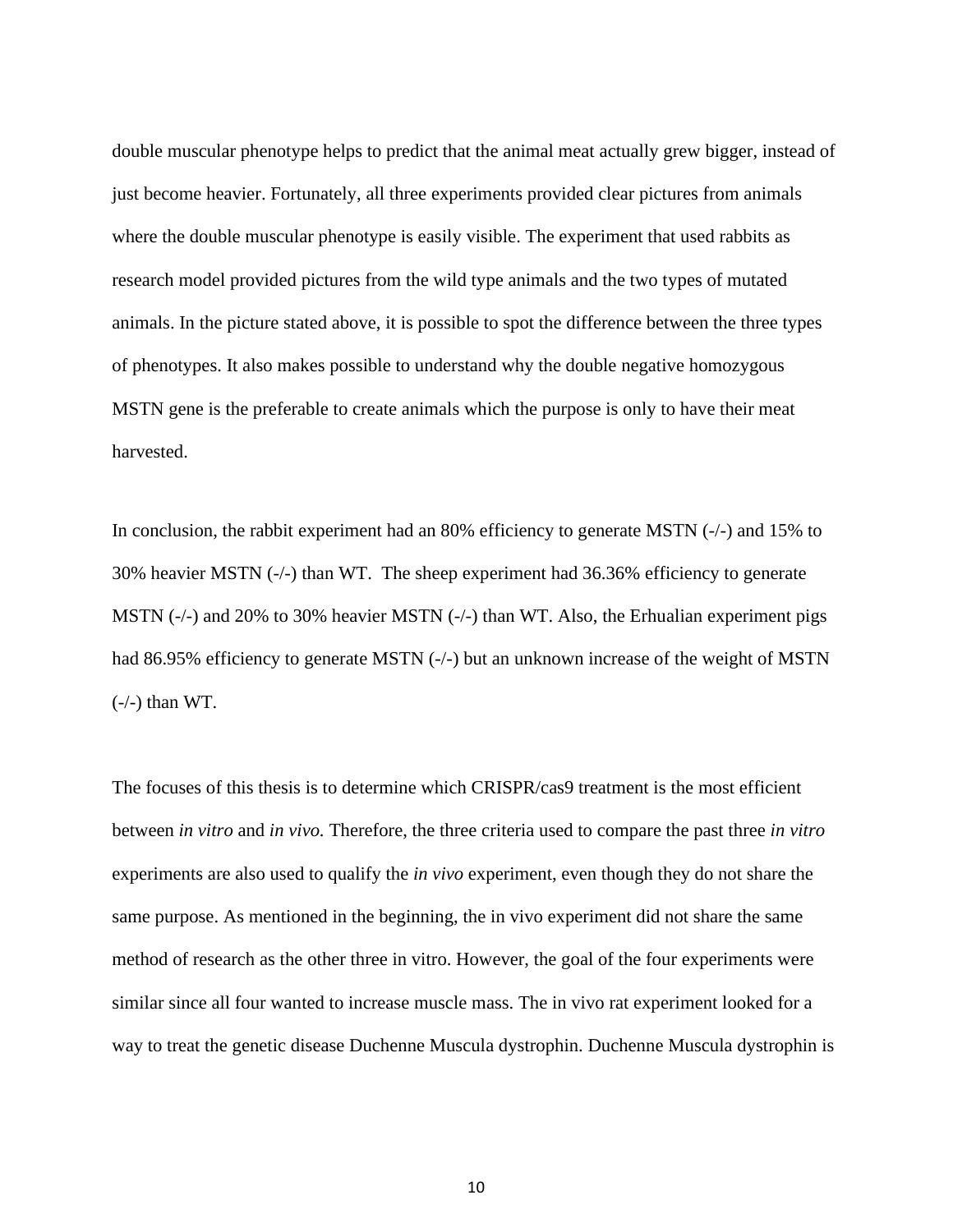double muscular phenotype helps to predict that the animal meat actually grew bigger, instead of just become heavier. Fortunately, all three experiments provided clear pictures from animals where the double muscular phenotype is easily visible. The experiment that used rabbits as research model provided pictures from the wild type animals and the two types of mutated animals. In the picture stated above, it is possible to spot the difference between the three types of phenotypes. It also makes possible to understand why the double negative homozygous MSTN gene is the preferable to create animals which the purpose is only to have their meat harvested.

In conclusion, the rabbit experiment had an 80% efficiency to generate MSTN (-/-) and 15% to 30% heavier MSTN (-/-) than WT.  The sheep experiment had 36.36% efficiency to generate MSTN (-/-) and 20% to 30% heavier MSTN (-/-) than WT. Also, the Erhualian experiment pigs had 86.95% efficiency to generate MSTN (-/-) but an unknown increase of the weight of MSTN (-/-) than WT.

The focuses of this thesis is to determine which CRISPR/cas9 treatment is the most efficient between *in vitro* and *in vivo.* Therefore, the three criteria used to compare the past three *in vitro* experiments are also used to qualify the *in vivo* experiment, even though they do not share the same purpose. As mentioned in the beginning, the in vivo experiment did not share the same method of research as the other three in vitro. However, the goal of the four experiments were similar since all four wanted to increase muscle mass. The in vivo rat experiment looked for a way to treat the genetic disease Duchenne Muscula dystrophin. Duchenne Muscula dystrophin is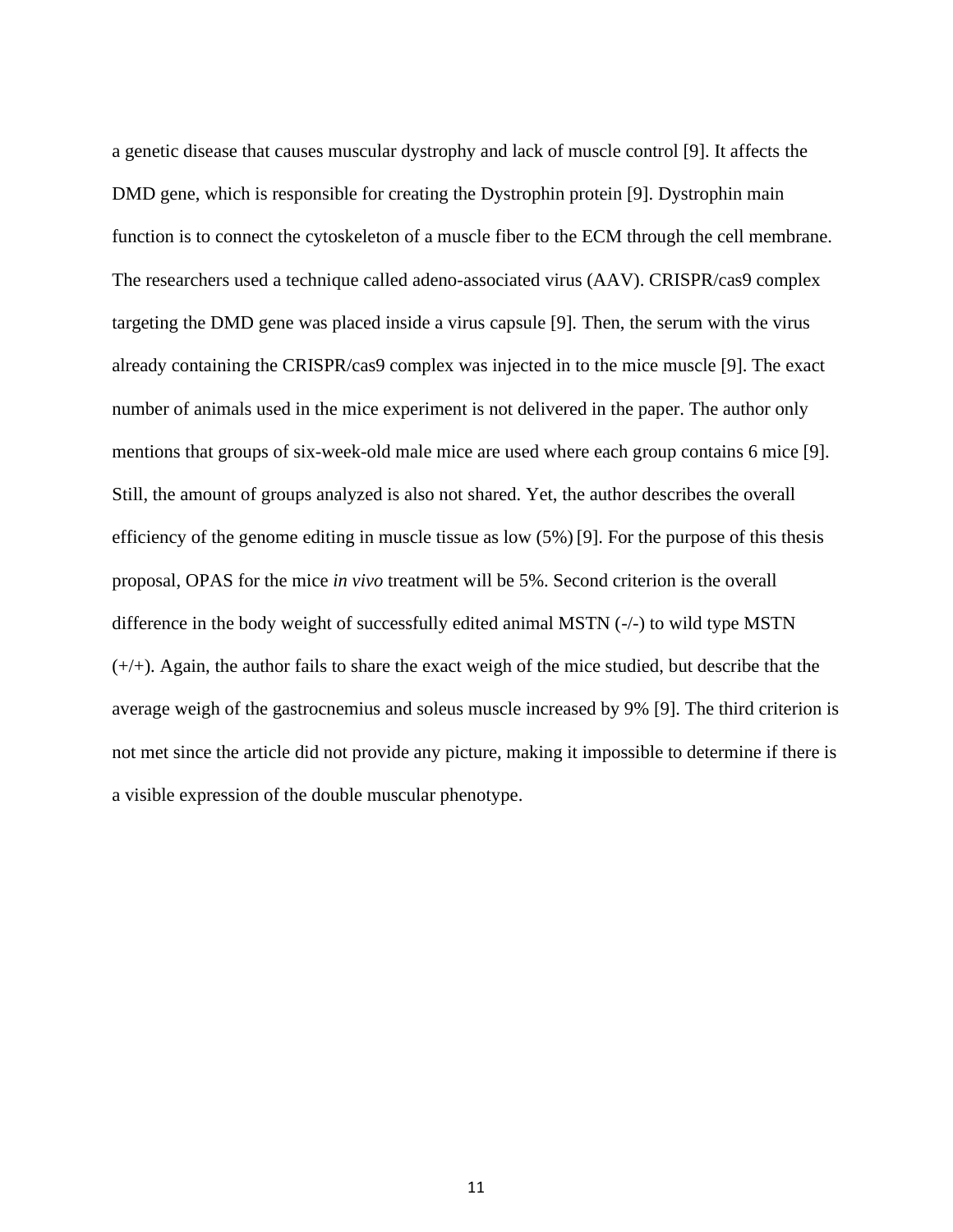a genetic disease that causes muscular dystrophy and lack of muscle control [9]. It affects the DMD gene, which is responsible for creating the Dystrophin protein [9]. Dystrophin main function is to connect the cytoskeleton of a muscle fiber to the ECM through the cell membrane. The researchers used a technique called adeno-associated virus (AAV). CRISPR/cas9 complex targeting the DMD gene was placed inside a virus capsule [9]. Then, the serum with the virus already containing the CRISPR/cas9 complex was injected in to the mice muscle [9]. The exact number of animals used in the mice experiment is not delivered in the paper. The author only mentions that groups of six-week-old male mice are used where each group contains 6 mice [9]. Still, the amount of groups analyzed is also not shared. Yet, the author describes the overall efficiency of the genome editing in muscle tissue as low (5%) [9]. For the purpose of this thesis proposal, OPAS for the mice *in vivo* treatment will be 5%. Second criterion is the overall difference in the body weight of successfully edited animal MSTN (-/-) to wild type MSTN (+/+). Again, the author fails to share the exact weigh of the mice studied, but describe that the average weigh of the gastrocnemius and soleus muscle increased by 9% [9]. The third criterion is not met since the article did not provide any picture, making it impossible to determine if there is a visible expression of the double muscular phenotype.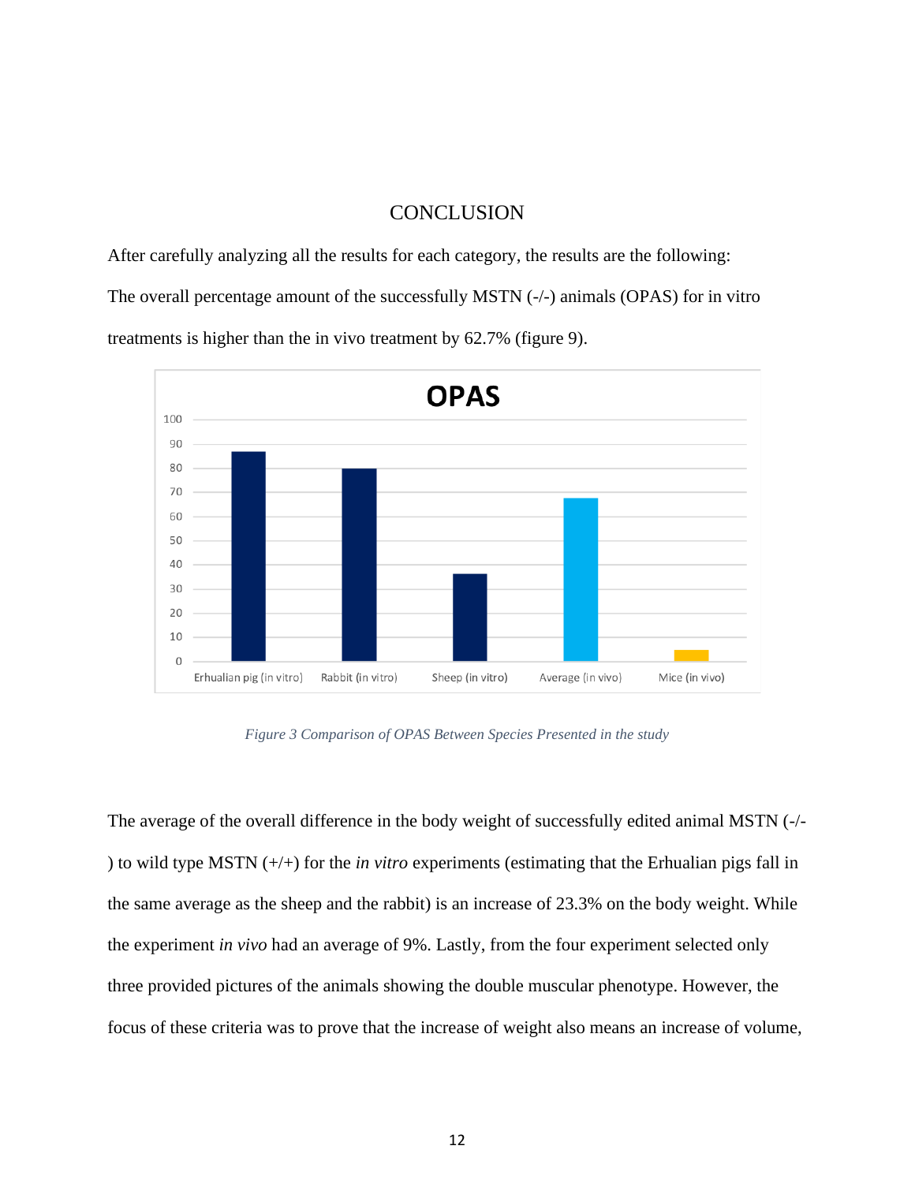# CONCLUSION

After carefully analyzing all the results for each category, the results are the following: The overall percentage amount of the successfully MSTN (-/-) animals (OPAS) for in vitro treatments is higher than the in vivo treatment by 62.7% (figure 9).

OPAS

100
90
80
70
60
50
40
30
20
10
0

Erhualian pig (in vitro)
Rabbit (in vitro)
Sheep (in vitro)
Average (in vivo)
Mice (in vivo)

*Figure 3 Comparison of OPAS Between Species Presented in the study*

The average of the overall difference in the body weight of successfully edited animal MSTN (-/-) to wild type MSTN (+/+) for the *in vitro* experiments (estimating that the Erhualian pigs fall in the same average as the sheep and the rabbit) is an increase of 23.3% on the body weight. While the experiment *in vivo* had an average of 9%. Lastly, from the four experiment selected only three provided pictures of the animals showing the double muscular phenotype. However, the focus of these criteria was to prove that the increase of weight also means an increase of volume,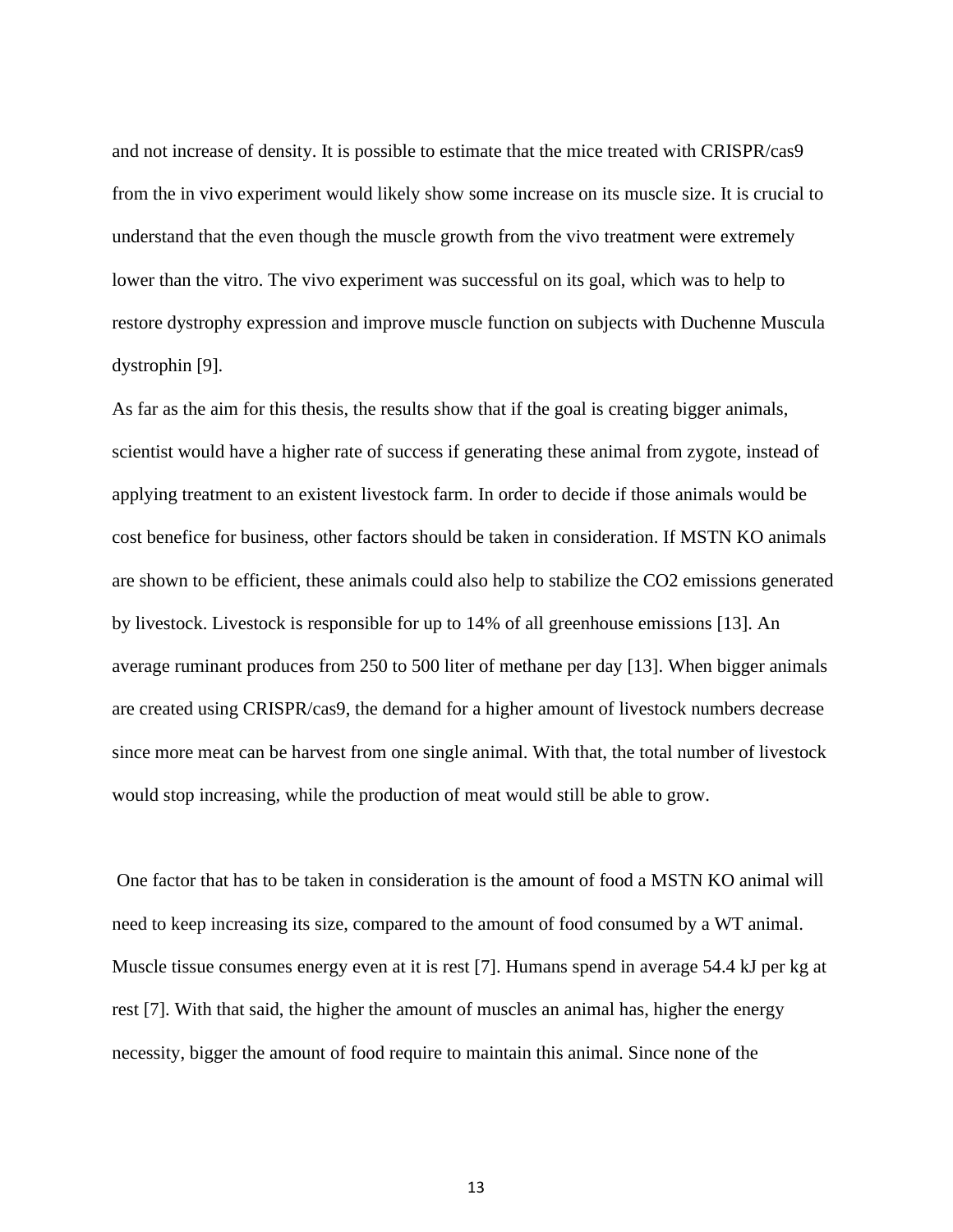and not increase of density. It is possible to estimate that the mice treated with CRISPR/cas9 from the in vivo experiment would likely show some increase on its muscle size. It is crucial to understand that the even though the muscle growth from the vivo treatment were extremely lower than the vitro. The vivo experiment was successful on its goal, which was to help to restore dystrophy expression and improve muscle function on subjects with Duchenne Muscula dystrophin [9].

As far as the aim for this thesis, the results show that if the goal is creating bigger animals, scientist would have a higher rate of success if generating these animal from zygote, instead of applying treatment to an existent livestock farm. In order to decide if those animals would be cost benefice for business, other factors should be taken in consideration. If MSTN KO animals are shown to be efficient, these animals could also help to stabilize the $CO_2$ emissions generated by livestock. Livestock is responsible for up to 14% of all greenhouse emissions [13]. An average ruminant produces from 250 to 500 liter of methane per day [13]. When bigger animals are created using CRISPR/cas9, the demand for a higher amount of livestock numbers decrease since more meat can be harvest from one single animal. With that, the total number of livestock would stop increasing, while the production of meat would still be able to grow.

One factor that has to be taken in consideration is the amount of food a MSTN KO animal will need to keep increasing its size, compared to the amount of food consumed by a WT animal. Muscle tissue consumes energy even at it is rest [7]. Humans spend in average 54.4 kJ per kg at rest [7]. With that said, the higher the amount of muscles an animal has, higher the energy necessity, bigger the amount of food require to maintain this animal. Since none of the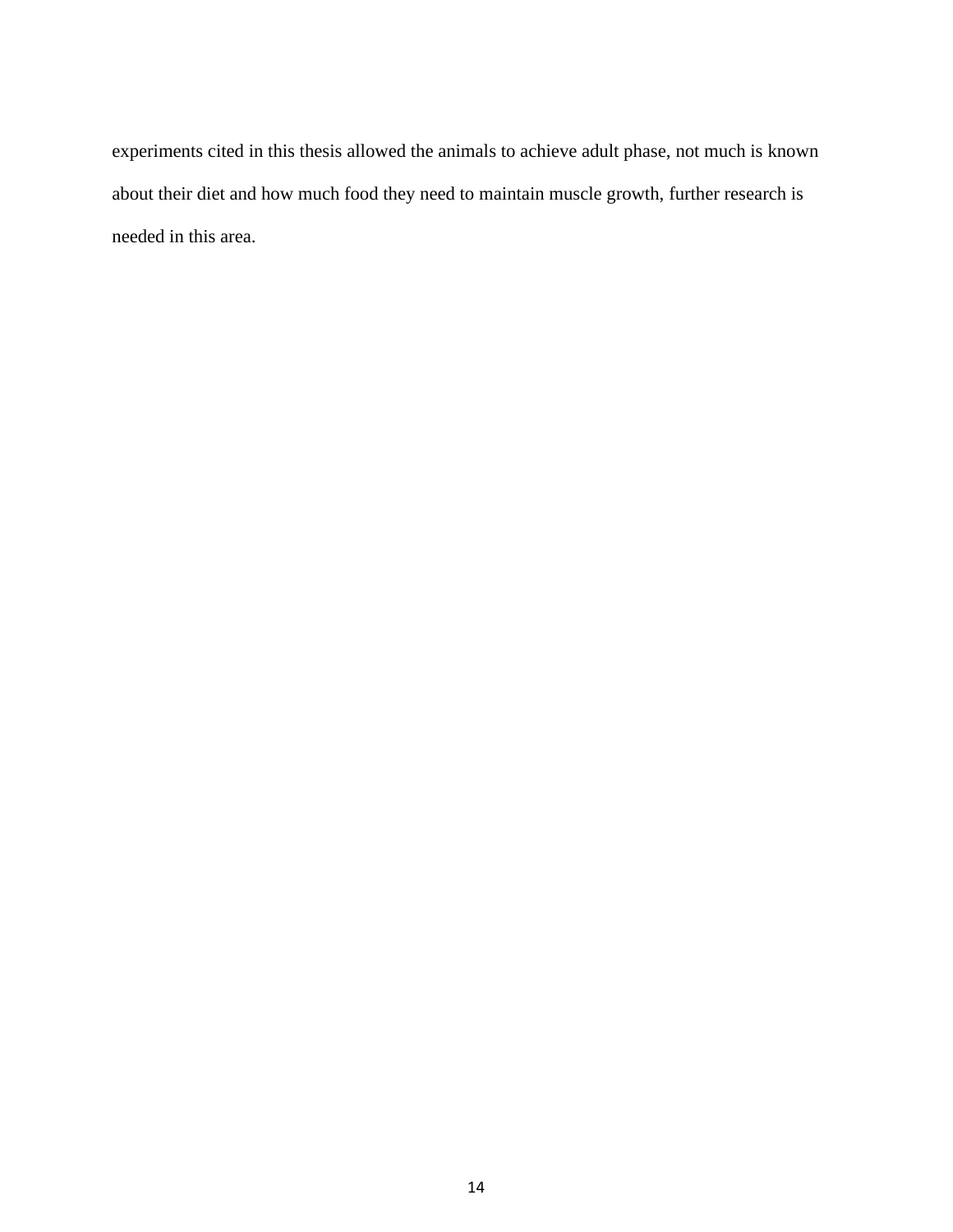experiments cited in this thesis allowed the animals to achieve adult phase, not much is known about their diet and how much food they need to maintain muscle growth, further research is needed in this area.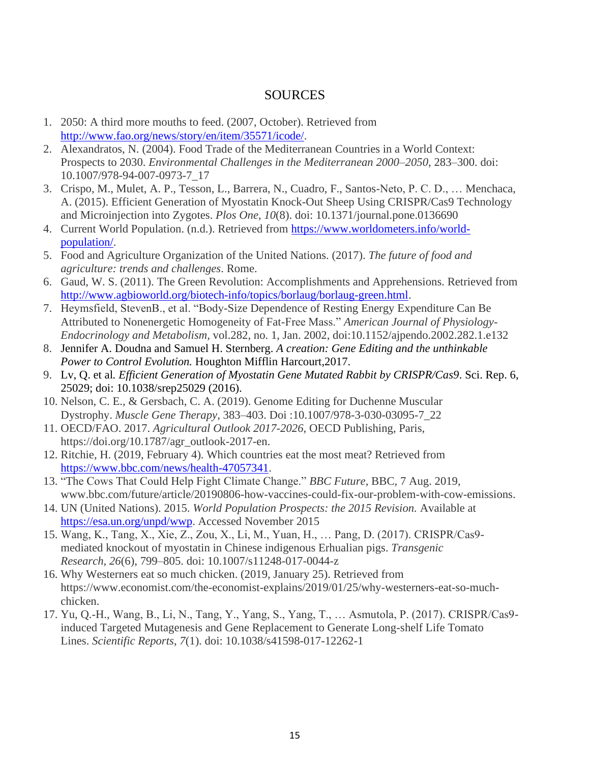# SOURCES

1. 2050: A third more mouths to feed. (2007, October). Retrieved from http://www.fao.org/news/story/en/item/35571/icode/.
2. Alexandratos, N. (2004). Food Trade of the Mediterranean Countries in a World Context: Prospects to 2030. *Environmental Challenges in the Mediterranean 2000–2050*, 283–300. doi: 10.1007/978-94-007-0973-7_17
3. Crispo, M., Mulet, A. P., Tesson, L., Barrera, N., Cuadro, F., Santos-Neto, P. C. D., … Menchaca, A. (2015). Efficient Generation of Myostatin Knock-Out Sheep Using CRISPR/Cas9 Technology and Microinjection into Zygotes. *Plos One*, *10*(8). doi: 10.1371/journal.pone.0136690
4. Current World Population. (n.d.). Retrieved from https://www.worldometers.info/world-population/.
5. Food and Agriculture Organization of the United Nations. (2017). *The future of food and agriculture: trends and challenges*. Rome.
6. Gaud, W. S. (2011). The Green Revolution: Accomplishments and Apprehensions. Retrieved from http://www.agbioworld.org/biotech-info/topics/borlaug/borlaug-green.html.
7. Heymsfield, StevenB., et al. "Body-Size Dependence of Resting Energy Expenditure Can Be Attributed to Nonenergetic Homogeneity of Fat-Free Mass." *American Journal of Physiology-Endocrinology and Metabolism*, vol.282, no. 1, Jan. 2002, doi:10.1152/ajpendo.2002.282.1.e132
8. Jennifer A. Doudna and Samuel H. Sternberg. *A creation: Gene Editing and the unthinkable Power to Control Evolution.* Houghton Mifflin Harcourt,2017.
9. Lv, Q. et al. *Efficient Generation of Myostatin Gene Mutated Rabbit by CRISPR/Cas9*. Sci. Rep. 6, 25029; doi: 10.1038/srep25029 (2016).
10. Nelson, C. E., & Gersbach, C. A. (2019). Genome Editing for Duchenne Muscular Dystrophy. *Muscle Gene Therapy*, 383–403. Doi :10.1007/978-3-030-03095-7_22
11. OECD/FAO. 2017. *Agricultural Outlook 2017-2026*, OECD Publishing, Paris, https://doi.org/10.1787/agr_outlook-2017-en.
12. Ritchie, H. (2019, February 4). Which countries eat the most meat? Retrieved from https://www.bbc.com/news/health-47057341.
13. "The Cows That Could Help Fight Climate Change." *BBC Future*, BBC, 7 Aug. 2019, www.bbc.com/future/article/20190806-how-vaccines-could-fix-our-problem-with-cow-emissions.
14. UN (United Nations). 2015. *World Population Prospects: the 2015 Revision.* Available at https://esa.un.org/unpd/wpp. Accessed November 2015
15. Wang, K., Tang, X., Xie, Z., Zou, X., Li, M., Yuan, H., … Pang, D. (2017). CRISPR/Cas9-mediated knockout of myostatin in Chinese indigenous Erhualian pigs. *Transgenic Research*, *26*(6), 799–805. doi: 10.1007/s11248-017-0044-z
16. Why Westerners eat so much chicken. (2019, January 25). Retrieved from https://www.economist.com/the-economist-explains/2019/01/25/why-westerners-eat-so-much-chicken.
17. Yu, Q.-H., Wang, B., Li, N., Tang, Y., Yang, S., Yang, T., … Asmutola, P. (2017). CRISPR/Cas9-induced Targeted Mutagenesis and Gene Replacement to Generate Long-shelf Life Tomato Lines. *Scientific Reports*, *7*(1). doi: 10.1038/s41598-017-12262-1